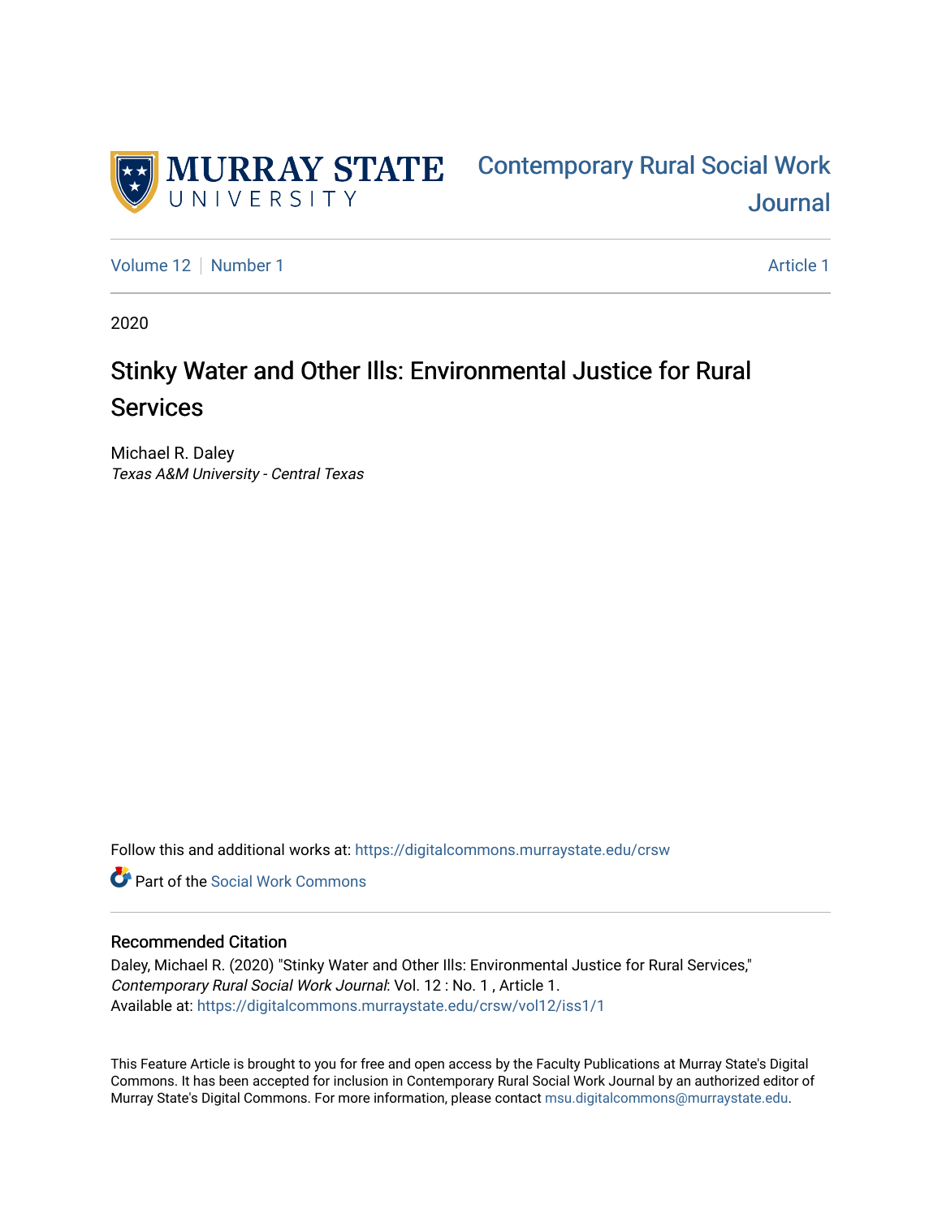MURRAY STATE UNIVERSITY

Contemporary Rural Social Work Journal

Volume 12 | Number 1 | Article 1

2020

# Stinky Water and Other Ills: Environmental Justice for Rural Services

Michael R. Daley
*Texas A&M University - Central Texas*

Follow this and additional works at: https://digitalcommons.murraystate.edu/crsw

Part of the Social Work Commons

## Recommended Citation

Daley, Michael R. (2020) "Stinky Water and Other Ills: Environmental Justice for Rural Services," *Contemporary Rural Social Work Journal*: Vol. 12 : No. 1 , Article 1.
Available at: https://digitalcommons.murraystate.edu/crsw/vol12/iss1/1

This Feature Article is brought to you for free and open access by the Faculty Publications at Murray State's Digital Commons. It has been accepted for inclusion in Contemporary Rural Social Work Journal by an authorized editor of Murray State's Digital Commons. For more information, please contact msu.digitalcommons@murraystate.edu.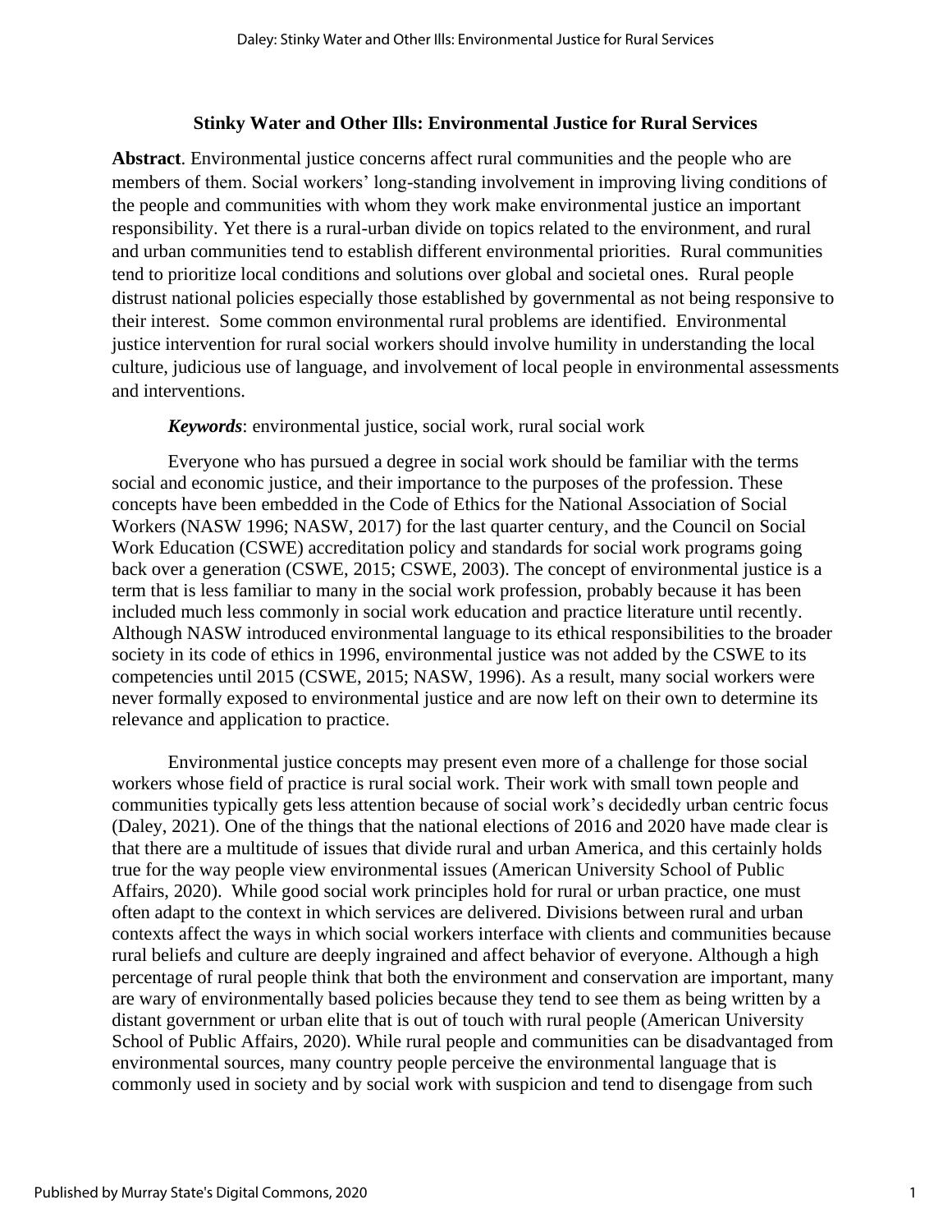## Stinky Water and Other Ills: Environmental Justice for Rural Services

**Abstract**. Environmental justice concerns affect rural communities and the people who are members of them. Social workers' long-standing involvement in improving living conditions of the people and communities with whom they work make environmental justice an important responsibility. Yet there is a rural-urban divide on topics related to the environment, and rural and urban communities tend to establish different environmental priorities. Rural communities tend to prioritize local conditions and solutions over global and societal ones. Rural people distrust national policies especially those established by governmental as not being responsive to their interest. Some common environmental rural problems are identified. Environmental justice intervention for rural social workers should involve humility in understanding the local culture, judicious use of language, and involvement of local people in environmental assessments and interventions.

***Keywords***: environmental justice, social work, rural social work

Everyone who has pursued a degree in social work should be familiar with the terms social and economic justice, and their importance to the purposes of the profession. These concepts have been embedded in the Code of Ethics for the National Association of Social Workers (NASW 1996; NASW, 2017) for the last quarter century, and the Council on Social Work Education (CSWE) accreditation policy and standards for social work programs going back over a generation (CSWE, 2015; CSWE, 2003). The concept of environmental justice is a term that is less familiar to many in the social work profession, probably because it has been included much less commonly in social work education and practice literature until recently. Although NASW introduced environmental language to its ethical responsibilities to the broader society in its code of ethics in 1996, environmental justice was not added by the CSWE to its competencies until 2015 (CSWE, 2015; NASW, 1996). As a result, many social workers were never formally exposed to environmental justice and are now left on their own to determine its relevance and application to practice.

Environmental justice concepts may present even more of a challenge for those social workers whose field of practice is rural social work. Their work with small town people and communities typically gets less attention because of social work's decidedly urban centric focus (Daley, 2021). One of the things that the national elections of 2016 and 2020 have made clear is that there are a multitude of issues that divide rural and urban America, and this certainly holds true for the way people view environmental issues (American University School of Public Affairs, 2020). While good social work principles hold for rural or urban practice, one must often adapt to the context in which services are delivered. Divisions between rural and urban contexts affect the ways in which social workers interface with clients and communities because rural beliefs and culture are deeply ingrained and affect behavior of everyone. Although a high percentage of rural people think that both the environment and conservation are important, many are wary of environmentally based policies because they tend to see them as being written by a distant government or urban elite that is out of touch with rural people (American University School of Public Affairs, 2020). While rural people and communities can be disadvantaged from environmental sources, many country people perceive the environmental language that is commonly used in society and by social work with suspicion and tend to disengage from such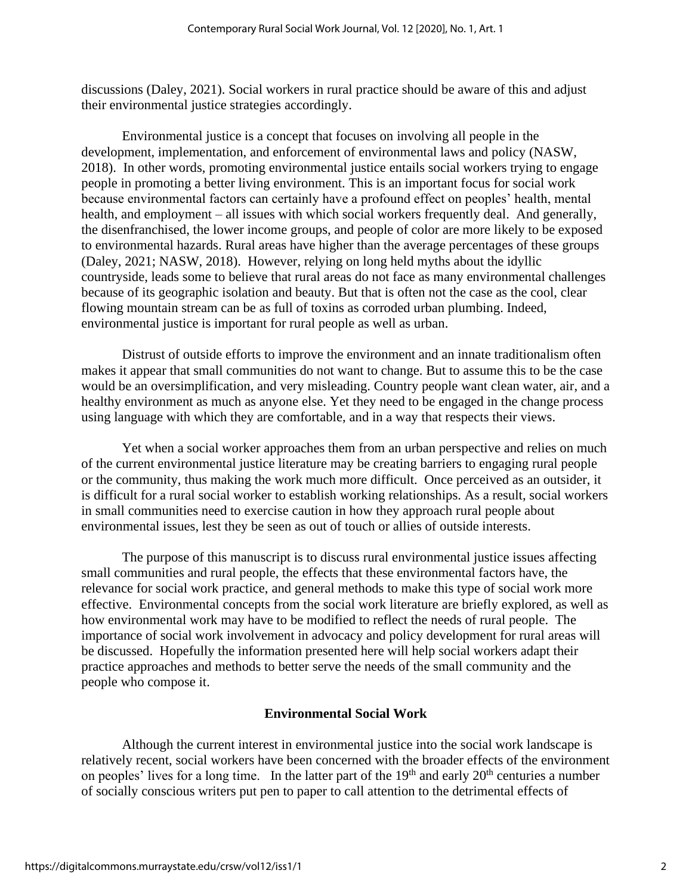discussions (Daley, 2021). Social workers in rural practice should be aware of this and adjust their environmental justice strategies accordingly.

Environmental justice is a concept that focuses on involving all people in the development, implementation, and enforcement of environmental laws and policy (NASW, 2018). In other words, promoting environmental justice entails social workers trying to engage people in promoting a better living environment. This is an important focus for social work because environmental factors can certainly have a profound effect on peoples' health, mental health, and employment – all issues with which social workers frequently deal. And generally, the disenfranchised, the lower income groups, and people of color are more likely to be exposed to environmental hazards. Rural areas have higher than the average percentages of these groups (Daley, 2021; NASW, 2018). However, relying on long held myths about the idyllic countryside, leads some to believe that rural areas do not face as many environmental challenges because of its geographic isolation and beauty. But that is often not the case as the cool, clear flowing mountain stream can be as full of toxins as corroded urban plumbing. Indeed, environmental justice is important for rural people as well as urban.

Distrust of outside efforts to improve the environment and an innate traditionalism often makes it appear that small communities do not want to change. But to assume this to be the case would be an oversimplification, and very misleading. Country people want clean water, air, and a healthy environment as much as anyone else. Yet they need to be engaged in the change process using language with which they are comfortable, and in a way that respects their views.

Yet when a social worker approaches them from an urban perspective and relies on much of the current environmental justice literature may be creating barriers to engaging rural people or the community, thus making the work much more difficult. Once perceived as an outsider, it is difficult for a rural social worker to establish working relationships. As a result, social workers in small communities need to exercise caution in how they approach rural people about environmental issues, lest they be seen as out of touch or allies of outside interests.

The purpose of this manuscript is to discuss rural environmental justice issues affecting small communities and rural people, the effects that these environmental factors have, the relevance for social work practice, and general methods to make this type of social work more effective. Environmental concepts from the social work literature are briefly explored, as well as how environmental work may have to be modified to reflect the needs of rural people. The importance of social work involvement in advocacy and policy development for rural areas will be discussed. Hopefully the information presented here will help social workers adapt their practice approaches and methods to better serve the needs of the small community and the people who compose it.

## Environmental Social Work

Although the current interest in environmental justice into the social work landscape is relatively recent, social workers have been concerned with the broader effects of the environment on peoples' lives for a long time. In the latter part of the 19th and early 20th centuries a number of socially conscious writers put pen to paper to call attention to the detrimental effects of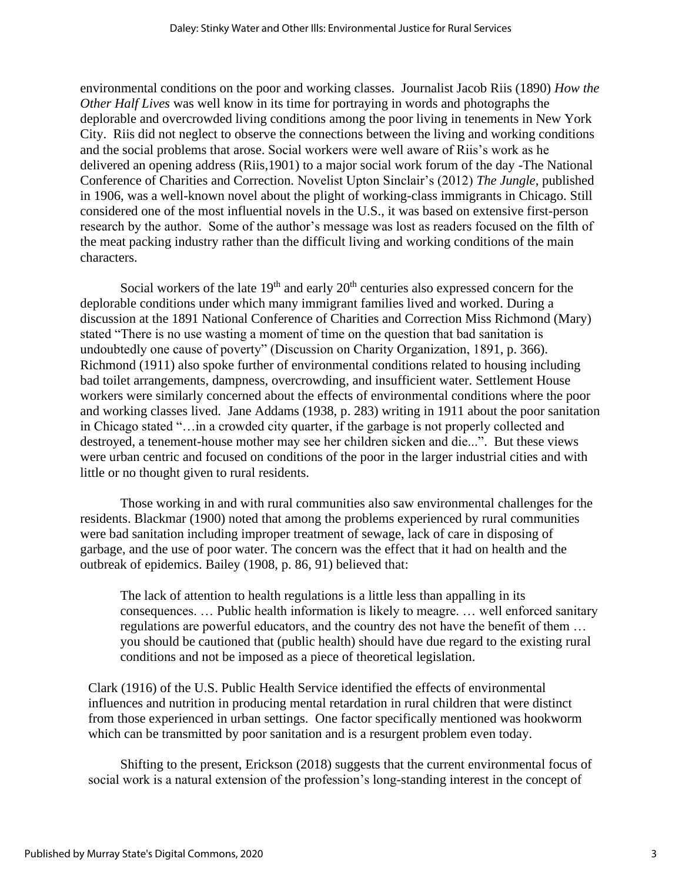environmental conditions on the poor and working classes. Journalist Jacob Riis (1890) *How the Other Half Lives* was well know in its time for portraying in words and photographs the deplorable and overcrowded living conditions among the poor living in tenements in New York City. Riis did not neglect to observe the connections between the living and working conditions and the social problems that arose. Social workers were well aware of Riis's work as he delivered an opening address (Riis,1901) to a major social work forum of the day -The National Conference of Charities and Correction. Novelist Upton Sinclair's (2012) *The Jungle*, published in 1906, was a well-known novel about the plight of working-class immigrants in Chicago. Still considered one of the most influential novels in the U.S., it was based on extensive first-person research by the author. Some of the author's message was lost as readers focused on the filth of the meat packing industry rather than the difficult living and working conditions of the main characters.

Social workers of the late 19th and early 20th centuries also expressed concern for the deplorable conditions under which many immigrant families lived and worked. During a discussion at the 1891 National Conference of Charities and Correction Miss Richmond (Mary) stated "There is no use wasting a moment of time on the question that bad sanitation is undoubtedly one cause of poverty" (Discussion on Charity Organization, 1891, p. 366). Richmond (1911) also spoke further of environmental conditions related to housing including bad toilet arrangements, dampness, overcrowding, and insufficient water. Settlement House workers were similarly concerned about the effects of environmental conditions where the poor and working classes lived. Jane Addams (1938, p. 283) writing in 1911 about the poor sanitation in Chicago stated "…in a crowded city quarter, if the garbage is not properly collected and destroyed, a tenement-house mother may see her children sicken and die...". But these views were urban centric and focused on conditions of the poor in the larger industrial cities and with little or no thought given to rural residents.

Those working in and with rural communities also saw environmental challenges for the residents. Blackmar (1900) noted that among the problems experienced by rural communities were bad sanitation including improper treatment of sewage, lack of care in disposing of garbage, and the use of poor water. The concern was the effect that it had on health and the outbreak of epidemics. Bailey (1908, p. 86, 91) believed that:

> The lack of attention to health regulations is a little less than appalling in its consequences. … Public health information is likely to meagre. … well enforced sanitary regulations are powerful educators, and the country des not have the benefit of them … you should be cautioned that (public health) should have due regard to the existing rural conditions and not be imposed as a piece of theoretical legislation.

Clark (1916) of the U.S. Public Health Service identified the effects of environmental influences and nutrition in producing mental retardation in rural children that were distinct from those experienced in urban settings. One factor specifically mentioned was hookworm which can be transmitted by poor sanitation and is a resurgent problem even today.

Shifting to the present, Erickson (2018) suggests that the current environmental focus of social work is a natural extension of the profession's long-standing interest in the concept of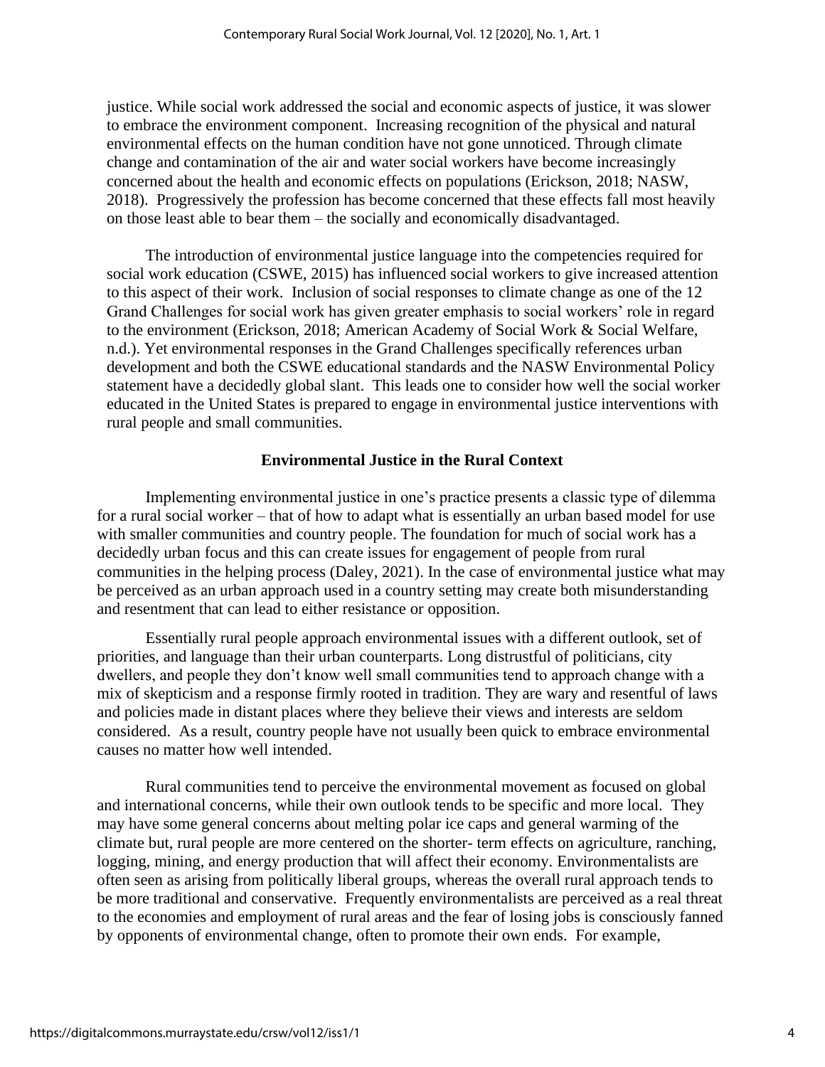justice. While social work addressed the social and economic aspects of justice, it was slower to embrace the environment component. Increasing recognition of the physical and natural environmental effects on the human condition have not gone unnoticed. Through climate change and contamination of the air and water social workers have become increasingly concerned about the health and economic effects on populations (Erickson, 2018; NASW, 2018). Progressively the profession has become concerned that these effects fall most heavily on those least able to bear them – the socially and economically disadvantaged.

The introduction of environmental justice language into the competencies required for social work education (CSWE, 2015) has influenced social workers to give increased attention to this aspect of their work. Inclusion of social responses to climate change as one of the 12 Grand Challenges for social work has given greater emphasis to social workers' role in regard to the environment (Erickson, 2018; American Academy of Social Work & Social Welfare, n.d.). Yet environmental responses in the Grand Challenges specifically references urban development and both the CSWE educational standards and the NASW Environmental Policy statement have a decidedly global slant. This leads one to consider how well the social worker educated in the United States is prepared to engage in environmental justice interventions with rural people and small communities.

## Environmental Justice in the Rural Context

Implementing environmental justice in one's practice presents a classic type of dilemma for a rural social worker – that of how to adapt what is essentially an urban based model for use with smaller communities and country people. The foundation for much of social work has a decidedly urban focus and this can create issues for engagement of people from rural communities in the helping process (Daley, 2021). In the case of environmental justice what may be perceived as an urban approach used in a country setting may create both misunderstanding and resentment that can lead to either resistance or opposition.

Essentially rural people approach environmental issues with a different outlook, set of priorities, and language than their urban counterparts. Long distrustful of politicians, city dwellers, and people they don't know well small communities tend to approach change with a mix of skepticism and a response firmly rooted in tradition. They are wary and resentful of laws and policies made in distant places where they believe their views and interests are seldom considered. As a result, country people have not usually been quick to embrace environmental causes no matter how well intended.

Rural communities tend to perceive the environmental movement as focused on global and international concerns, while their own outlook tends to be specific and more local. They may have some general concerns about melting polar ice caps and general warming of the climate but, rural people are more centered on the shorter- term effects on agriculture, ranching, logging, mining, and energy production that will affect their economy. Environmentalists are often seen as arising from politically liberal groups, whereas the overall rural approach tends to be more traditional and conservative. Frequently environmentalists are perceived as a real threat to the economies and employment of rural areas and the fear of losing jobs is consciously fanned by opponents of environmental change, often to promote their own ends. For example,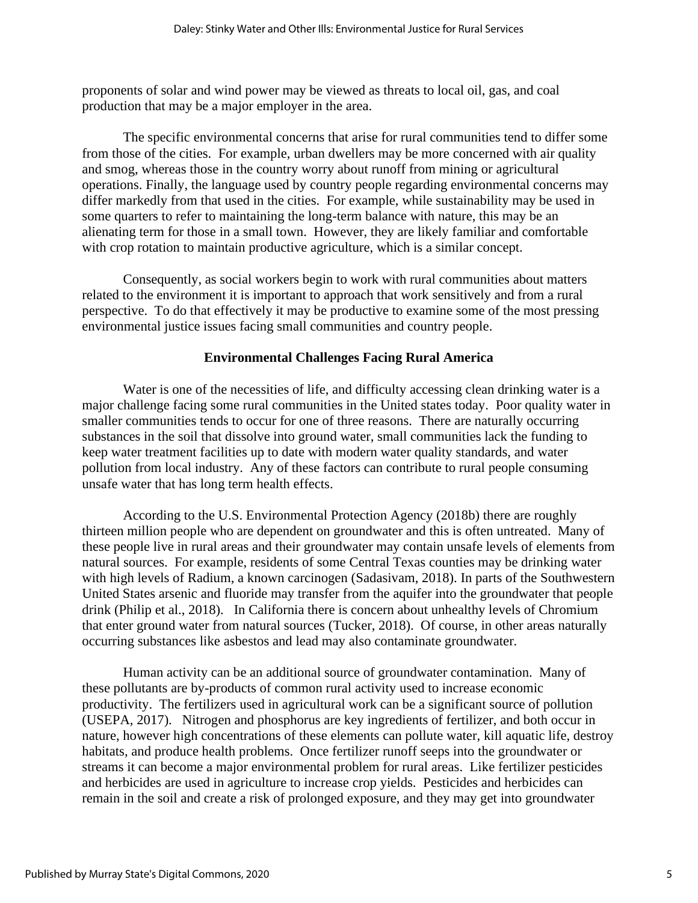proponents of solar and wind power may be viewed as threats to local oil, gas, and coal production that may be a major employer in the area.

The specific environmental concerns that arise for rural communities tend to differ some from those of the cities. For example, urban dwellers may be more concerned with air quality and smog, whereas those in the country worry about runoff from mining or agricultural operations. Finally, the language used by country people regarding environmental concerns may differ markedly from that used in the cities. For example, while sustainability may be used in some quarters to refer to maintaining the long-term balance with nature, this may be an alienating term for those in a small town. However, they are likely familiar and comfortable with crop rotation to maintain productive agriculture, which is a similar concept.

Consequently, as social workers begin to work with rural communities about matters related to the environment it is important to approach that work sensitively and from a rural perspective. To do that effectively it may be productive to examine some of the most pressing environmental justice issues facing small communities and country people.

## Environmental Challenges Facing Rural America

Water is one of the necessities of life, and difficulty accessing clean drinking water is a major challenge facing some rural communities in the United states today. Poor quality water in smaller communities tends to occur for one of three reasons. There are naturally occurring substances in the soil that dissolve into ground water, small communities lack the funding to keep water treatment facilities up to date with modern water quality standards, and water pollution from local industry. Any of these factors can contribute to rural people consuming unsafe water that has long term health effects.

According to the U.S. Environmental Protection Agency (2018b) there are roughly thirteen million people who are dependent on groundwater and this is often untreated. Many of these people live in rural areas and their groundwater may contain unsafe levels of elements from natural sources. For example, residents of some Central Texas counties may be drinking water with high levels of Radium, a known carcinogen (Sadasivam, 2018). In parts of the Southwestern United States arsenic and fluoride may transfer from the aquifer into the groundwater that people drink (Philip et al., 2018). In California there is concern about unhealthy levels of Chromium that enter ground water from natural sources (Tucker, 2018). Of course, in other areas naturally occurring substances like asbestos and lead may also contaminate groundwater.

Human activity can be an additional source of groundwater contamination. Many of these pollutants are by-products of common rural activity used to increase economic productivity. The fertilizers used in agricultural work can be a significant source of pollution (USEPA, 2017). Nitrogen and phosphorus are key ingredients of fertilizer, and both occur in nature, however high concentrations of these elements can pollute water, kill aquatic life, destroy habitats, and produce health problems. Once fertilizer runoff seeps into the groundwater or streams it can become a major environmental problem for rural areas. Like fertilizer pesticides and herbicides are used in agriculture to increase crop yields. Pesticides and herbicides can remain in the soil and create a risk of prolonged exposure, and they may get into groundwater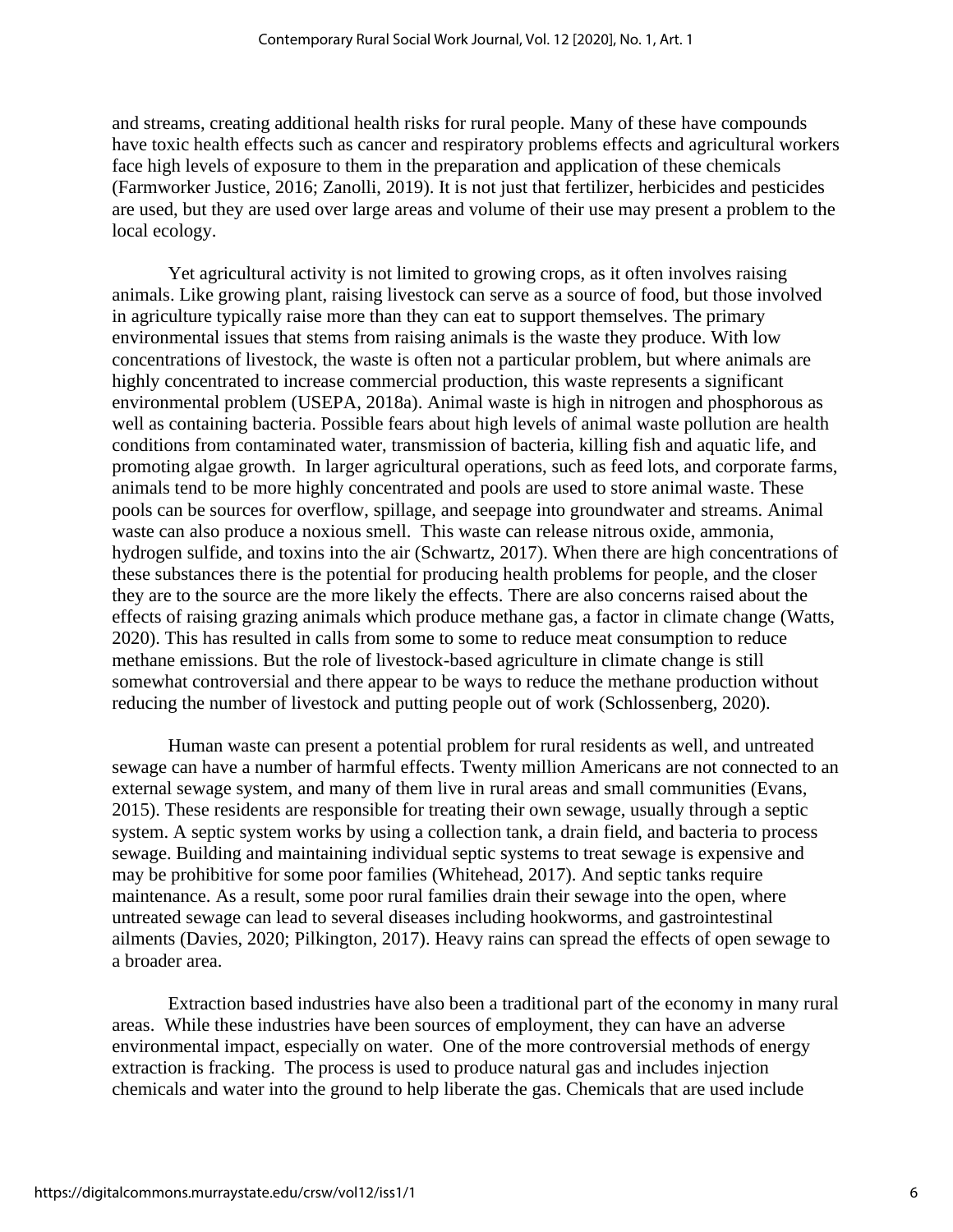and streams, creating additional health risks for rural people. Many of these have compounds have toxic health effects such as cancer and respiratory problems effects and agricultural workers face high levels of exposure to them in the preparation and application of these chemicals (Farmworker Justice, 2016; Zanolli, 2019). It is not just that fertilizer, herbicides and pesticides are used, but they are used over large areas and volume of their use may present a problem to the local ecology.

Yet agricultural activity is not limited to growing crops, as it often involves raising animals. Like growing plant, raising livestock can serve as a source of food, but those involved in agriculture typically raise more than they can eat to support themselves. The primary environmental issues that stems from raising animals is the waste they produce. With low concentrations of livestock, the waste is often not a particular problem, but where animals are highly concentrated to increase commercial production, this waste represents a significant environmental problem (USEPA, 2018a). Animal waste is high in nitrogen and phosphorous as well as containing bacteria. Possible fears about high levels of animal waste pollution are health conditions from contaminated water, transmission of bacteria, killing fish and aquatic life, and promoting algae growth. In larger agricultural operations, such as feed lots, and corporate farms, animals tend to be more highly concentrated and pools are used to store animal waste. These pools can be sources for overflow, spillage, and seepage into groundwater and streams. Animal waste can also produce a noxious smell. This waste can release nitrous oxide, ammonia, hydrogen sulfide, and toxins into the air (Schwartz, 2017). When there are high concentrations of these substances there is the potential for producing health problems for people, and the closer they are to the source are the more likely the effects. There are also concerns raised about the effects of raising grazing animals which produce methane gas, a factor in climate change (Watts, 2020). This has resulted in calls from some to some to reduce meat consumption to reduce methane emissions. But the role of livestock-based agriculture in climate change is still somewhat controversial and there appear to be ways to reduce the methane production without reducing the number of livestock and putting people out of work (Schlossenberg, 2020).

Human waste can present a potential problem for rural residents as well, and untreated sewage can have a number of harmful effects. Twenty million Americans are not connected to an external sewage system, and many of them live in rural areas and small communities (Evans, 2015). These residents are responsible for treating their own sewage, usually through a septic system. A septic system works by using a collection tank, a drain field, and bacteria to process sewage. Building and maintaining individual septic systems to treat sewage is expensive and may be prohibitive for some poor families (Whitehead, 2017). And septic tanks require maintenance. As a result, some poor rural families drain their sewage into the open, where untreated sewage can lead to several diseases including hookworms, and gastrointestinal ailments (Davies, 2020; Pilkington, 2017). Heavy rains can spread the effects of open sewage to a broader area.

Extraction based industries have also been a traditional part of the economy in many rural areas. While these industries have been sources of employment, they can have an adverse environmental impact, especially on water. One of the more controversial methods of energy extraction is fracking. The process is used to produce natural gas and includes injection chemicals and water into the ground to help liberate the gas. Chemicals that are used include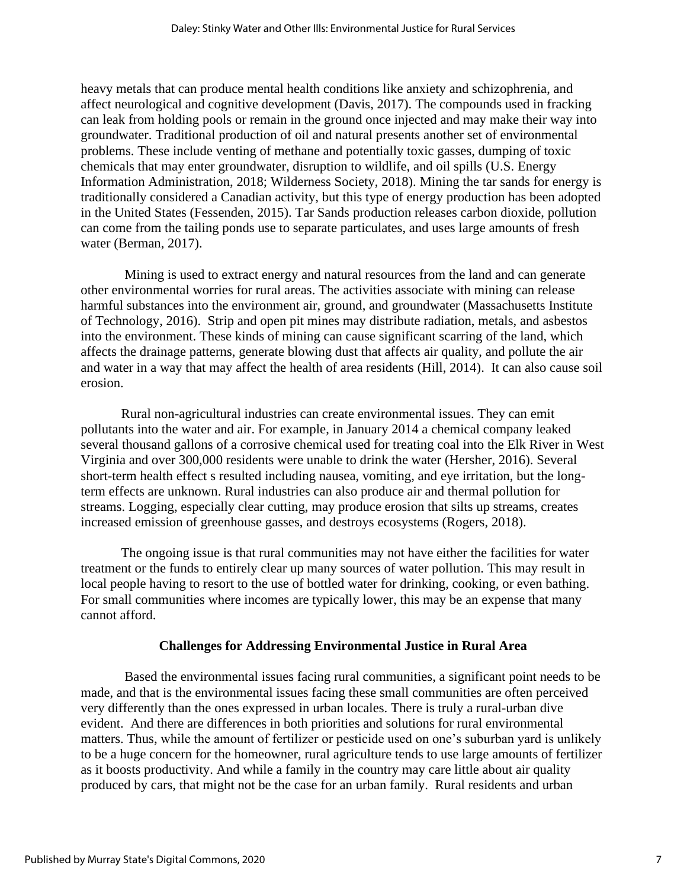heavy metals that can produce mental health conditions like anxiety and schizophrenia, and affect neurological and cognitive development (Davis, 2017). The compounds used in fracking can leak from holding pools or remain in the ground once injected and may make their way into groundwater. Traditional production of oil and natural presents another set of environmental problems. These include venting of methane and potentially toxic gasses, dumping of toxic chemicals that may enter groundwater, disruption to wildlife, and oil spills (U.S. Energy Information Administration, 2018; Wilderness Society, 2018). Mining the tar sands for energy is traditionally considered a Canadian activity, but this type of energy production has been adopted in the United States (Fessenden, 2015). Tar Sands production releases carbon dioxide, pollution can come from the tailing ponds use to separate particulates, and uses large amounts of fresh water (Berman, 2017).

Mining is used to extract energy and natural resources from the land and can generate other environmental worries for rural areas. The activities associate with mining can release harmful substances into the environment air, ground, and groundwater (Massachusetts Institute of Technology, 2016). Strip and open pit mines may distribute radiation, metals, and asbestos into the environment. These kinds of mining can cause significant scarring of the land, which affects the drainage patterns, generate blowing dust that affects air quality, and pollute the air and water in a way that may affect the health of area residents (Hill, 2014). It can also cause soil erosion.

Rural non-agricultural industries can create environmental issues. They can emit pollutants into the water and air. For example, in January 2014 a chemical company leaked several thousand gallons of a corrosive chemical used for treating coal into the Elk River in West Virginia and over 300,000 residents were unable to drink the water (Hersher, 2016). Several short-term health effect s resulted including nausea, vomiting, and eye irritation, but the long-term effects are unknown. Rural industries can also produce air and thermal pollution for streams. Logging, especially clear cutting, may produce erosion that silts up streams, creates increased emission of greenhouse gasses, and destroys ecosystems (Rogers, 2018).

The ongoing issue is that rural communities may not have either the facilities for water treatment or the funds to entirely clear up many sources of water pollution. This may result in local people having to resort to the use of bottled water for drinking, cooking, or even bathing. For small communities where incomes are typically lower, this may be an expense that many cannot afford.

## Challenges for Addressing Environmental Justice in Rural Area

Based the environmental issues facing rural communities, a significant point needs to be made, and that is the environmental issues facing these small communities are often perceived very differently than the ones expressed in urban locales. There is truly a rural-urban dive evident. And there are differences in both priorities and solutions for rural environmental matters. Thus, while the amount of fertilizer or pesticide used on one's suburban yard is unlikely to be a huge concern for the homeowner, rural agriculture tends to use large amounts of fertilizer as it boosts productivity. And while a family in the country may care little about air quality produced by cars, that might not be the case for an urban family. Rural residents and urban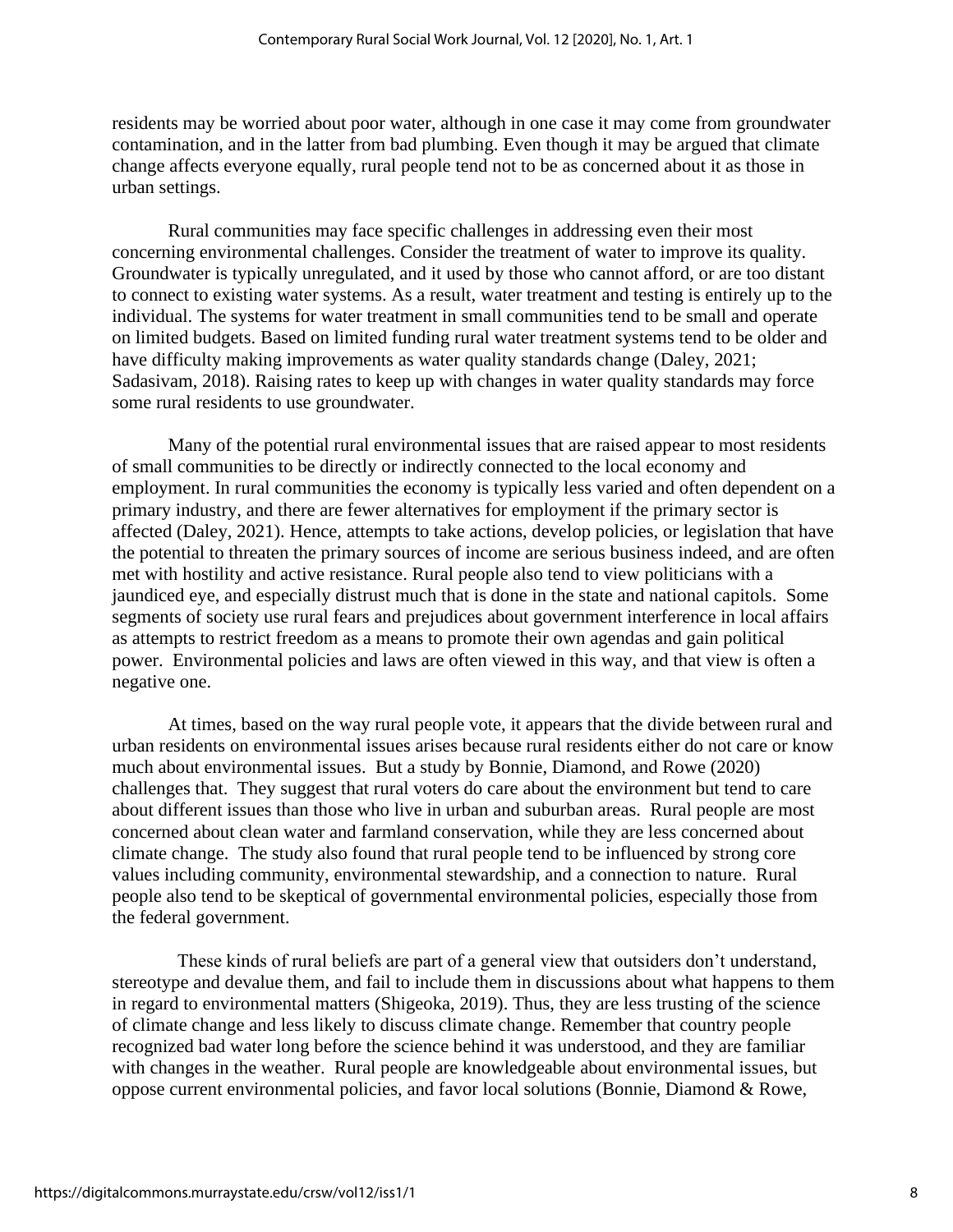residents may be worried about poor water, although in one case it may come from groundwater contamination, and in the latter from bad plumbing. Even though it may be argued that climate change affects everyone equally, rural people tend not to be as concerned about it as those in urban settings.

Rural communities may face specific challenges in addressing even their most concerning environmental challenges. Consider the treatment of water to improve its quality. Groundwater is typically unregulated, and it used by those who cannot afford, or are too distant to connect to existing water systems. As a result, water treatment and testing is entirely up to the individual. The systems for water treatment in small communities tend to be small and operate on limited budgets. Based on limited funding rural water treatment systems tend to be older and have difficulty making improvements as water quality standards change (Daley, 2021; Sadasivam, 2018). Raising rates to keep up with changes in water quality standards may force some rural residents to use groundwater.

Many of the potential rural environmental issues that are raised appear to most residents of small communities to be directly or indirectly connected to the local economy and employment. In rural communities the economy is typically less varied and often dependent on a primary industry, and there are fewer alternatives for employment if the primary sector is affected (Daley, 2021). Hence, attempts to take actions, develop policies, or legislation that have the potential to threaten the primary sources of income are serious business indeed, and are often met with hostility and active resistance. Rural people also tend to view politicians with a jaundiced eye, and especially distrust much that is done in the state and national capitols. Some segments of society use rural fears and prejudices about government interference in local affairs as attempts to restrict freedom as a means to promote their own agendas and gain political power. Environmental policies and laws are often viewed in this way, and that view is often a negative one.

At times, based on the way rural people vote, it appears that the divide between rural and urban residents on environmental issues arises because rural residents either do not care or know much about environmental issues. But a study by Bonnie, Diamond, and Rowe (2020) challenges that. They suggest that rural voters do care about the environment but tend to care about different issues than those who live in urban and suburban areas. Rural people are most concerned about clean water and farmland conservation, while they are less concerned about climate change. The study also found that rural people tend to be influenced by strong core values including community, environmental stewardship, and a connection to nature. Rural people also tend to be skeptical of governmental environmental policies, especially those from the federal government.

These kinds of rural beliefs are part of a general view that outsiders don't understand, stereotype and devalue them, and fail to include them in discussions about what happens to them in regard to environmental matters (Shigeoka, 2019). Thus, they are less trusting of the science of climate change and less likely to discuss climate change. Remember that country people recognized bad water long before the science behind it was understood, and they are familiar with changes in the weather. Rural people are knowledgeable about environmental issues, but oppose current environmental policies, and favor local solutions (Bonnie, Diamond & Rowe,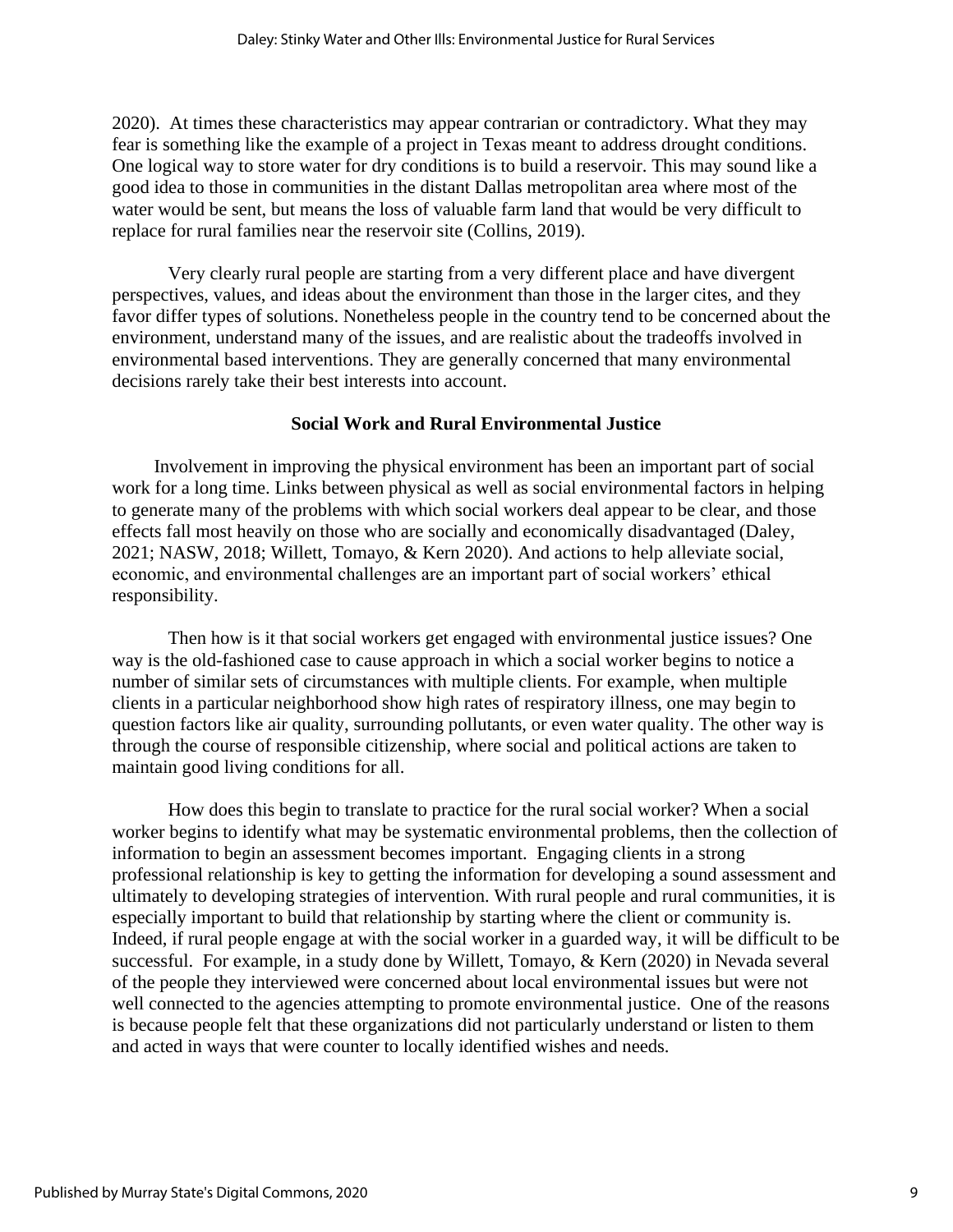2020). At times these characteristics may appear contrarian or contradictory. What they may fear is something like the example of a project in Texas meant to address drought conditions. One logical way to store water for dry conditions is to build a reservoir. This may sound like a good idea to those in communities in the distant Dallas metropolitan area where most of the water would be sent, but means the loss of valuable farm land that would be very difficult to replace for rural families near the reservoir site (Collins, 2019).

Very clearly rural people are starting from a very different place and have divergent perspectives, values, and ideas about the environment than those in the larger cites, and they favor differ types of solutions. Nonetheless people in the country tend to be concerned about the environment, understand many of the issues, and are realistic about the tradeoffs involved in environmental based interventions. They are generally concerned that many environmental decisions rarely take their best interests into account.

## Social Work and Rural Environmental Justice

Involvement in improving the physical environment has been an important part of social work for a long time. Links between physical as well as social environmental factors in helping to generate many of the problems with which social workers deal appear to be clear, and those effects fall most heavily on those who are socially and economically disadvantaged (Daley, 2021; NASW, 2018; Willett, Tomayo, & Kern 2020). And actions to help alleviate social, economic, and environmental challenges are an important part of social workers' ethical responsibility.

Then how is it that social workers get engaged with environmental justice issues? One way is the old-fashioned case to cause approach in which a social worker begins to notice a number of similar sets of circumstances with multiple clients. For example, when multiple clients in a particular neighborhood show high rates of respiratory illness, one may begin to question factors like air quality, surrounding pollutants, or even water quality. The other way is through the course of responsible citizenship, where social and political actions are taken to maintain good living conditions for all.

How does this begin to translate to practice for the rural social worker? When a social worker begins to identify what may be systematic environmental problems, then the collection of information to begin an assessment becomes important. Engaging clients in a strong professional relationship is key to getting the information for developing a sound assessment and ultimately to developing strategies of intervention. With rural people and rural communities, it is especially important to build that relationship by starting where the client or community is. Indeed, if rural people engage at with the social worker in a guarded way, it will be difficult to be successful. For example, in a study done by Willett, Tomayo, & Kern (2020) in Nevada several of the people they interviewed were concerned about local environmental issues but were not well connected to the agencies attempting to promote environmental justice. One of the reasons is because people felt that these organizations did not particularly understand or listen to them and acted in ways that were counter to locally identified wishes and needs.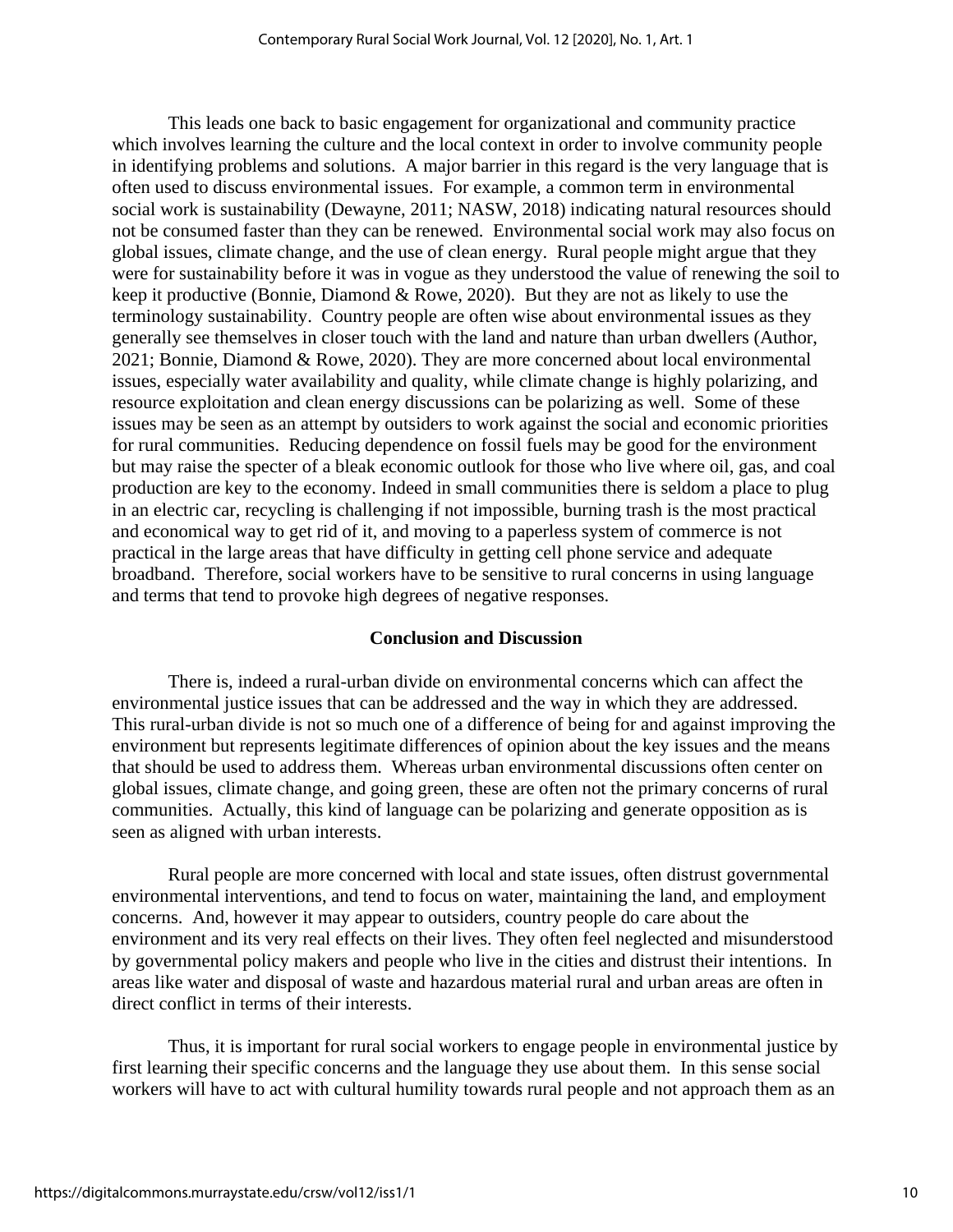This leads one back to basic engagement for organizational and community practice which involves learning the culture and the local context in order to involve community people in identifying problems and solutions. A major barrier in this regard is the very language that is often used to discuss environmental issues. For example, a common term in environmental social work is sustainability (Dewayne, 2011; NASW, 2018) indicating natural resources should not be consumed faster than they can be renewed. Environmental social work may also focus on global issues, climate change, and the use of clean energy. Rural people might argue that they were for sustainability before it was in vogue as they understood the value of renewing the soil to keep it productive (Bonnie, Diamond & Rowe, 2020). But they are not as likely to use the terminology sustainability. Country people are often wise about environmental issues as they generally see themselves in closer touch with the land and nature than urban dwellers (Author, 2021; Bonnie, Diamond & Rowe, 2020). They are more concerned about local environmental issues, especially water availability and quality, while climate change is highly polarizing, and resource exploitation and clean energy discussions can be polarizing as well. Some of these issues may be seen as an attempt by outsiders to work against the social and economic priorities for rural communities. Reducing dependence on fossil fuels may be good for the environment but may raise the specter of a bleak economic outlook for those who live where oil, gas, and coal production are key to the economy. Indeed in small communities there is seldom a place to plug in an electric car, recycling is challenging if not impossible, burning trash is the most practical and economical way to get rid of it, and moving to a paperless system of commerce is not practical in the large areas that have difficulty in getting cell phone service and adequate broadband. Therefore, social workers have to be sensitive to rural concerns in using language and terms that tend to provoke high degrees of negative responses.

## Conclusion and Discussion

There is, indeed a rural-urban divide on environmental concerns which can affect the environmental justice issues that can be addressed and the way in which they are addressed. This rural-urban divide is not so much one of a difference of being for and against improving the environment but represents legitimate differences of opinion about the key issues and the means that should be used to address them. Whereas urban environmental discussions often center on global issues, climate change, and going green, these are often not the primary concerns of rural communities. Actually, this kind of language can be polarizing and generate opposition as is seen as aligned with urban interests.

Rural people are more concerned with local and state issues, often distrust governmental environmental interventions, and tend to focus on water, maintaining the land, and employment concerns. And, however it may appear to outsiders, country people do care about the environment and its very real effects on their lives. They often feel neglected and misunderstood by governmental policy makers and people who live in the cities and distrust their intentions. In areas like water and disposal of waste and hazardous material rural and urban areas are often in direct conflict in terms of their interests.

Thus, it is important for rural social workers to engage people in environmental justice by first learning their specific concerns and the language they use about them. In this sense social workers will have to act with cultural humility towards rural people and not approach them as an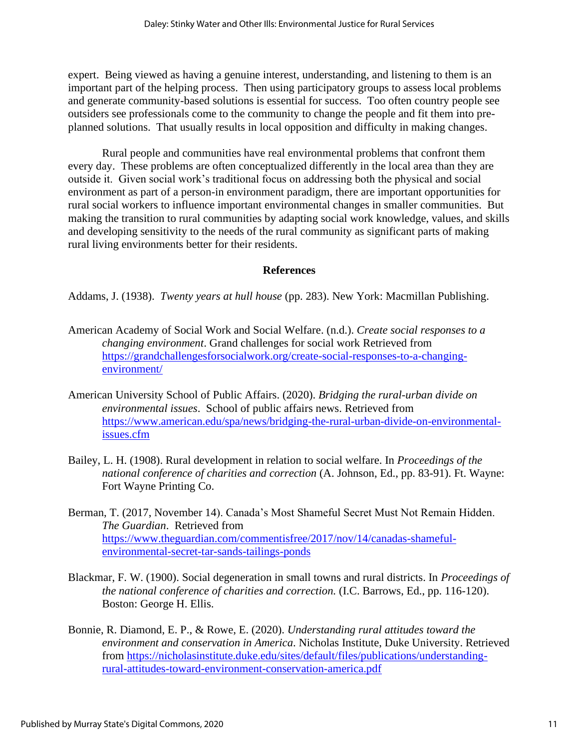expert. Being viewed as having a genuine interest, understanding, and listening to them is an important part of the helping process. Then using participatory groups to assess local problems and generate community-based solutions is essential for success. Too often country people see outsiders see professionals come to the community to change the people and fit them into pre-planned solutions. That usually results in local opposition and difficulty in making changes.

Rural people and communities have real environmental problems that confront them every day. These problems are often conceptualized differently in the local area than they are outside it. Given social work's traditional focus on addressing both the physical and social environment as part of a person-in environment paradigm, there are important opportunities for rural social workers to influence important environmental changes in smaller communities. But making the transition to rural communities by adapting social work knowledge, values, and skills and developing sensitivity to the needs of the rural community as significant parts of making rural living environments better for their residents.

## References

Addams, J. (1938). *Twenty years at hull house* (pp. 283). New York: Macmillan Publishing.

American Academy of Social Work and Social Welfare. (n.d.). *Create social responses to a changing environment*. Grand challenges for social work Retrieved from https://grandchallengesforsocialwork.org/create-social-responses-to-a-changing-environment/

American University School of Public Affairs. (2020). *Bridging the rural-urban divide on environmental issues*. School of public affairs news. Retrieved from https://www.american.edu/spa/news/bridging-the-rural-urban-divide-on-environmental-issues.cfm

Bailey, L. H. (1908). Rural development in relation to social welfare. In *Proceedings of the national conference of charities and correction* (A. Johnson, Ed., pp. 83-91). Ft. Wayne: Fort Wayne Printing Co.

Berman, T. (2017, November 14). Canada's Most Shameful Secret Must Not Remain Hidden. *The Guardian*. Retrieved from https://www.theguardian.com/commentisfree/2017/nov/14/canadas-shameful-environmental-secret-tar-sands-tailings-ponds

Blackmar, F. W. (1900). Social degeneration in small towns and rural districts. In *Proceedings of the national conference of charities and correction.* (I.C. Barrows, Ed., pp. 116-120). Boston: George H. Ellis.

Bonnie, R. Diamond, E. P., & Rowe, E. (2020). *Understanding rural attitudes toward the environment and conservation in America*. Nicholas Institute, Duke University. Retrieved from https://nicholasinstitute.duke.edu/sites/default/files/publications/understanding-rural-attitudes-toward-environment-conservation-america.pdf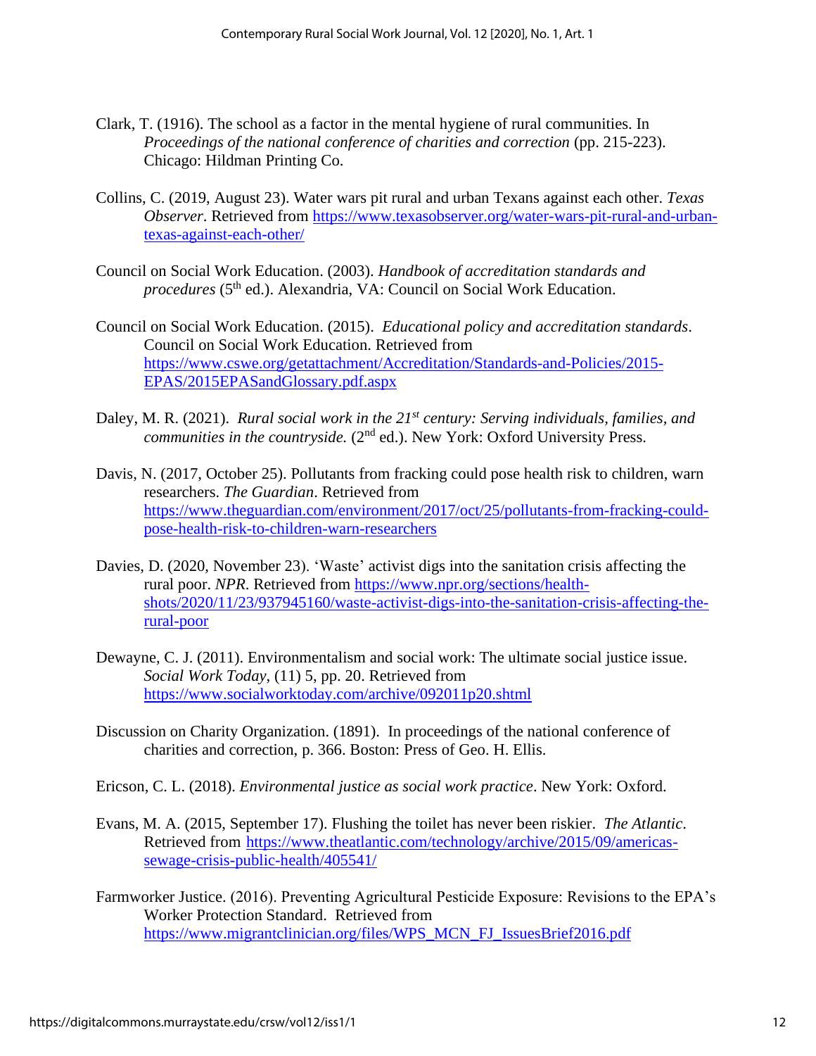Clark, T. (1916). The school as a factor in the mental hygiene of rural communities. In *Proceedings of the national conference of charities and correction* (pp. 215-223). Chicago: Hildman Printing Co.

Collins, C. (2019, August 23). Water wars pit rural and urban Texans against each other. *Texas Observer*. Retrieved from https://www.texasobserver.org/water-wars-pit-rural-and-urban-texas-against-each-other/

Council on Social Work Education. (2003). *Handbook of accreditation standards and procedures* (5th ed.). Alexandria, VA: Council on Social Work Education.

Council on Social Work Education. (2015). *Educational policy and accreditation standards*. Council on Social Work Education. Retrieved from https://www.cswe.org/getattachment/Accreditation/Standards-and-Policies/2015-EPAS/2015EPASandGlossary.pdf.aspx

Daley, M. R. (2021). *Rural social work in the 21st century: Serving individuals, families, and communities in the countryside.* (2nd ed.). New York: Oxford University Press.

Davis, N. (2017, October 25). Pollutants from fracking could pose health risk to children, warn researchers. *The Guardian*. Retrieved from https://www.theguardian.com/environment/2017/oct/25/pollutants-from-fracking-could-pose-health-risk-to-children-warn-researchers

Davies, D. (2020, November 23). 'Waste' activist digs into the sanitation crisis affecting the rural poor. *NPR*. Retrieved from https://www.npr.org/sections/health-shots/2020/11/23/937945160/waste-activist-digs-into-the-sanitation-crisis-affecting-the-rural-poor

Dewayne, C. J. (2011). Environmentalism and social work: The ultimate social justice issue. *Social Work Today*, (11) 5, pp. 20. Retrieved from https://www.socialworktoday.com/archive/092011p20.shtml

Discussion on Charity Organization. (1891). In proceedings of the national conference of charities and correction, p. 366. Boston: Press of Geo. H. Ellis.

Ericson, C. L. (2018). *Environmental justice as social work practice*. New York: Oxford.

Evans, M. A. (2015, September 17). Flushing the toilet has never been riskier. *The Atlantic*. Retrieved from https://www.theatlantic.com/technology/archive/2015/09/americas-sewage-crisis-public-health/405541/

Farmworker Justice. (2016). Preventing Agricultural Pesticide Exposure: Revisions to the EPA's Worker Protection Standard. Retrieved from https://www.migrantclinician.org/files/WPS_MCN_FJ_IssuesBrief2016.pdf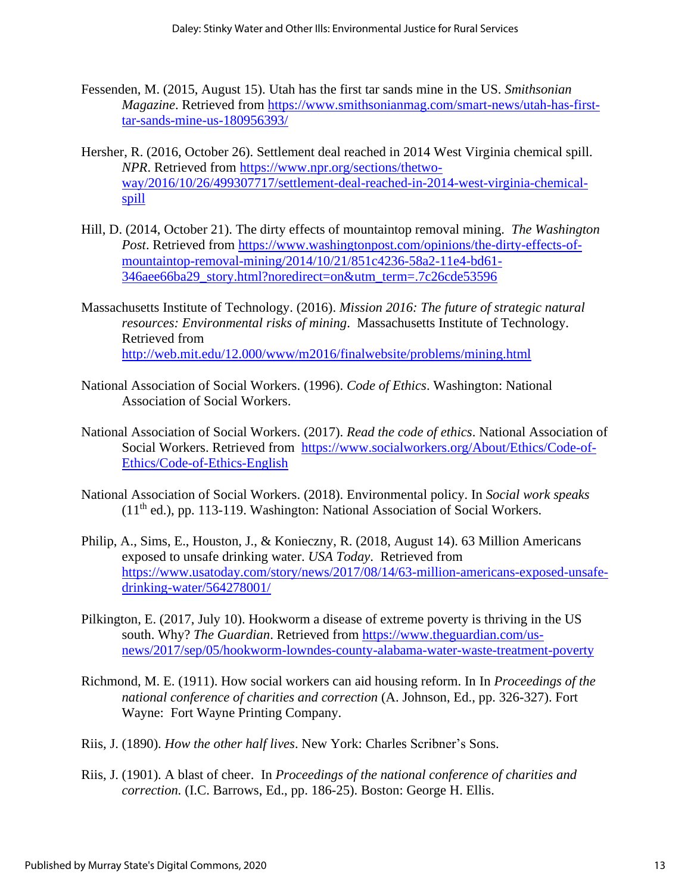Fessenden, M. (2015, August 15). Utah has the first tar sands mine in the US. *Smithsonian Magazine*. Retrieved from https://www.smithsonianmag.com/smart-news/utah-has-first-tar-sands-mine-us-180956393/

Hersher, R. (2016, October 26). Settlement deal reached in 2014 West Virginia chemical spill. *NPR*. Retrieved from https://www.npr.org/sections/thetwo-way/2016/10/26/499307717/settlement-deal-reached-in-2014-west-virginia-chemical-spill

Hill, D. (2014, October 21). The dirty effects of mountaintop removal mining. *The Washington Post*. Retrieved from https://www.washingtonpost.com/opinions/the-dirty-effects-of-mountaintop-removal-mining/2014/10/21/851c4236-58a2-11e4-bd61-346aee66ba29_story.html?noredirect=on&utm_term=.7c26cde53596

Massachusetts Institute of Technology. (2016). *Mission 2016: The future of strategic natural resources: Environmental risks of mining*. Massachusetts Institute of Technology. Retrieved from http://web.mit.edu/12.000/www/m2016/finalwebsite/problems/mining.html

National Association of Social Workers. (1996). *Code of Ethics*. Washington: National Association of Social Workers.

National Association of Social Workers. (2017). *Read the code of ethics*. National Association of Social Workers. Retrieved from https://www.socialworkers.org/About/Ethics/Code-of-Ethics/Code-of-Ethics-English

National Association of Social Workers. (2018). Environmental policy. In *Social work speaks* (11th ed.), pp. 113-119. Washington: National Association of Social Workers.

Philip, A., Sims, E., Houston, J., & Konieczny, R. (2018, August 14). 63 Million Americans exposed to unsafe drinking water. *USA Today*. Retrieved from https://www.usatoday.com/story/news/2017/08/14/63-million-americans-exposed-unsafe-drinking-water/564278001/

Pilkington, E. (2017, July 10). Hookworm a disease of extreme poverty is thriving in the US south. Why? *The Guardian*. Retrieved from https://www.theguardian.com/us-news/2017/sep/05/hookworm-lowndes-county-alabama-water-waste-treatment-poverty

Richmond, M. E. (1911). How social workers can aid housing reform. In In *Proceedings of the national conference of charities and correction* (A. Johnson, Ed., pp. 326-327). Fort Wayne: Fort Wayne Printing Company.

Riis, J. (1890). *How the other half lives*. New York: Charles Scribner's Sons.

Riis, J. (1901). A blast of cheer. In *Proceedings of the national conference of charities and correction.* (I.C. Barrows, Ed., pp. 186-25). Boston: George H. Ellis.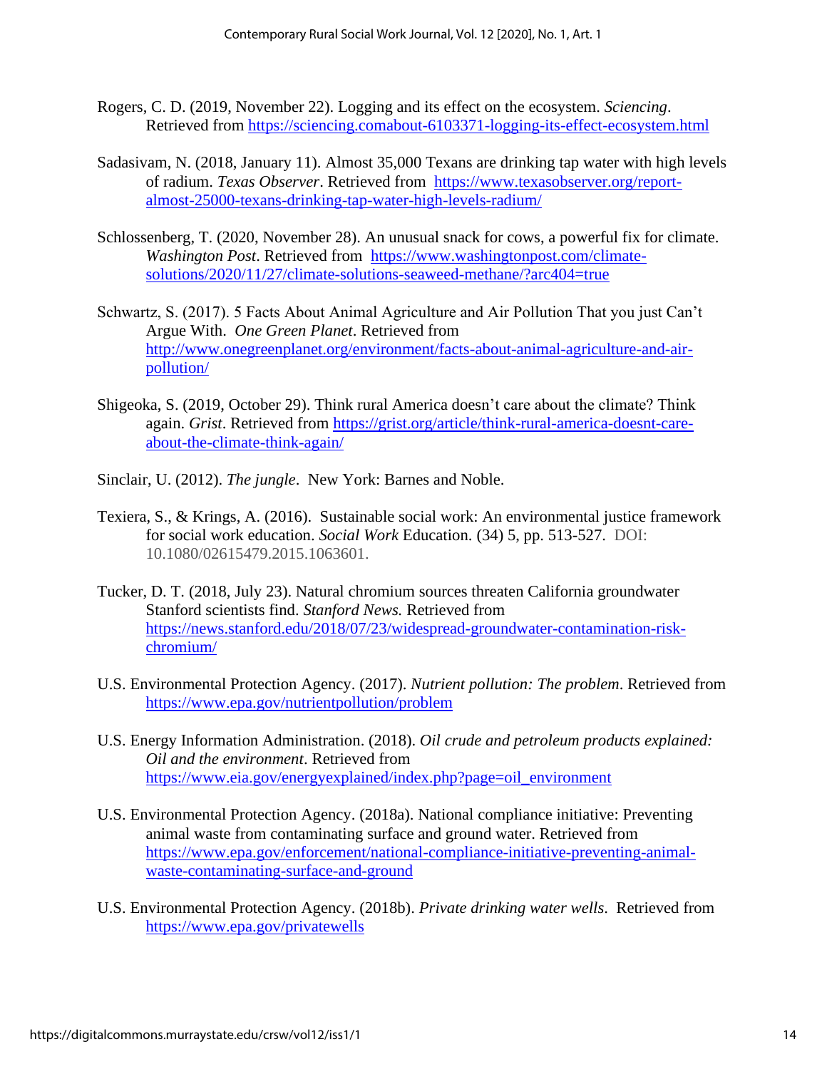Rogers, C. D. (2019, November 22). Logging and its effect on the ecosystem. *Sciencing*. Retrieved from https://sciencing.comabout-6103371-logging-its-effect-ecosystem.html

Sadasivam, N. (2018, January 11). Almost 35,000 Texans are drinking tap water with high levels of radium. *Texas Observer*. Retrieved from https://www.texasobserver.org/report-almost-25000-texans-drinking-tap-water-high-levels-radium/

Schlossenberg, T. (2020, November 28). An unusual snack for cows, a powerful fix for climate. *Washington Post*. Retrieved from https://www.washingtonpost.com/climate-solutions/2020/11/27/climate-solutions-seaweed-methane/?arc404=true

Schwartz, S. (2017). 5 Facts About Animal Agriculture and Air Pollution That you just Can't Argue With. *One Green Planet*. Retrieved from http://www.onegreenplanet.org/environment/facts-about-animal-agriculture-and-air-pollution/

Shigeoka, S. (2019, October 29). Think rural America doesn't care about the climate? Think again. *Grist*. Retrieved from https://grist.org/article/think-rural-america-doesnt-care-about-the-climate-think-again/

Sinclair, U. (2012). *The jungle*. New York: Barnes and Noble.

Texiera, S., & Krings, A. (2016). Sustainable social work: An environmental justice framework for social work education. *Social Work* Education. (34) 5, pp. 513-527. DOI: 10.1080/02615479.2015.1063601.

Tucker, D. T. (2018, July 23). Natural chromium sources threaten California groundwater Stanford scientists find. *Stanford News.* Retrieved from https://news.stanford.edu/2018/07/23/widespread-groundwater-contamination-risk-chromium/

U.S. Environmental Protection Agency. (2017). *Nutrient pollution: The problem*. Retrieved from https://www.epa.gov/nutrientpollution/problem

U.S. Energy Information Administration. (2018). *Oil crude and petroleum products explained: Oil and the environment*. Retrieved from https://www.eia.gov/energyexplained/index.php?page=oil_environment

U.S. Environmental Protection Agency. (2018a). National compliance initiative: Preventing animal waste from contaminating surface and ground water. Retrieved from https://www.epa.gov/enforcement/national-compliance-initiative-preventing-animal-waste-contaminating-surface-and-ground

U.S. Environmental Protection Agency. (2018b). *Private drinking water wells*. Retrieved from https://www.epa.gov/privatewells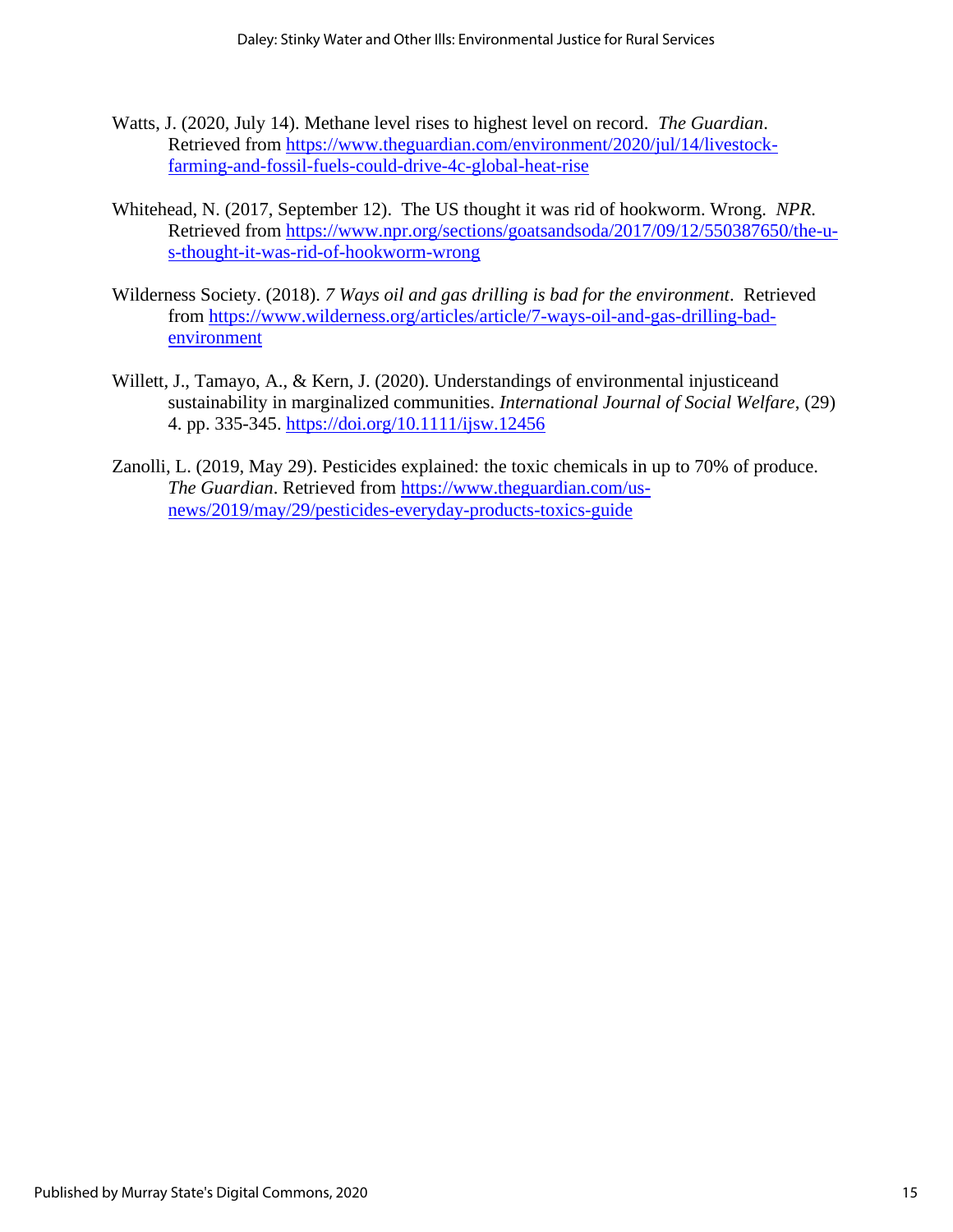Watts, J. (2020, July 14). Methane level rises to highest level on record. *The Guardian*. Retrieved from https://www.theguardian.com/environment/2020/jul/14/livestock-farming-and-fossil-fuels-could-drive-4c-global-heat-rise

Whitehead, N. (2017, September 12). The US thought it was rid of hookworm. Wrong. *NPR.* Retrieved from https://www.npr.org/sections/goatsandsoda/2017/09/12/550387650/the-u-s-thought-it-was-rid-of-hookworm-wrong

Wilderness Society. (2018). *7 Ways oil and gas drilling is bad for the environment*. Retrieved from https://www.wilderness.org/articles/article/7-ways-oil-and-gas-drilling-bad-environment

Willett, J., Tamayo, A., & Kern, J. (2020). Understandings of environmental injusticeand sustainability in marginalized communities. *International Journal of Social Welfare*, (29) 4. pp. 335-345. https://doi.org/10.1111/ijsw.12456

Zanolli, L. (2019, May 29). Pesticides explained: the toxic chemicals in up to 70% of produce. *The Guardian*. Retrieved from https://www.theguardian.com/us-news/2019/may/29/pesticides-everyday-products-toxics-guide